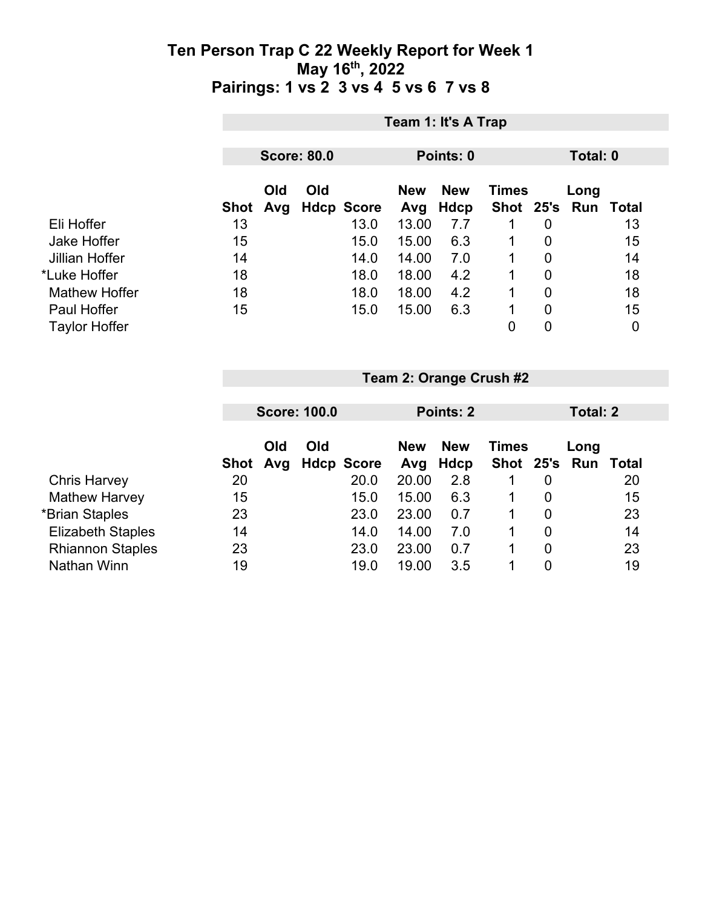# Ten Person Trap C 22 Weekly Report for Week 1

## May 16th, 2022

## Pairings: 1 vs 2  3 vs 4  5 vs 6  7 vs 8

### Team 1: It's A Trap

**Score: 80.0** | **Points: 0** | **Total: 0**

| | Shot | Old Avg | Old Hdcp | Score | New Avg | New Hdcp | Times Shot | 25's | Long Run | Total |
|---|---|---|---|---|---|---|---|---|---|---|
| Eli Hoffer | 13 | | | 13.0 | 13.00 | 7.7 | 1 | 0 | | 13 |
| Jake Hoffer | 15 | | | 15.0 | 15.00 | 6.3 | 1 | 0 | | 15 |
| Jillian Hoffer | 14 | | | 14.0 | 14.00 | 7.0 | 1 | 0 | | 14 |
| *Luke Hoffer | 18 | | | 18.0 | 18.00 | 4.2 | 1 | 0 | | 18 |
| Mathew Hoffer | 18 | | | 18.0 | 18.00 | 4.2 | 1 | 0 | | 18 |
| Paul Hoffer | 15 | | | 15.0 | 15.00 | 6.3 | 1 | 0 | | 15 |
| Taylor Hoffer | | | | | | | 0 | 0 | | 0 |

### Team 2: Orange Crush #2

**Score: 100.0** | **Points: 2** | **Total: 2**

| | Shot | Old Avg | Old Hdcp | Score | New Avg | New Hdcp | Times Shot | 25's | Long Run | Total |
|---|---|---|---|---|---|---|---|---|---|---|
| Chris Harvey | 20 | | | 20.0 | 20.00 | 2.8 | 1 | 0 | | 20 |
| Mathew Harvey | 15 | | | 15.0 | 15.00 | 6.3 | 1 | 0 | | 15 |
| *Brian Staples | 23 | | | 23.0 | 23.00 | 0.7 | 1 | 0 | | 23 |
| Elizabeth Staples | 14 | | | 14.0 | 14.00 | 7.0 | 1 | 0 | | 14 |
| Rhiannon Staples | 23 | | | 23.0 | 23.00 | 0.7 | 1 | 0 | | 23 |
| Nathan Winn | 19 | | | 19.0 | 19.00 | 3.5 | 1 | 0 | | 19 |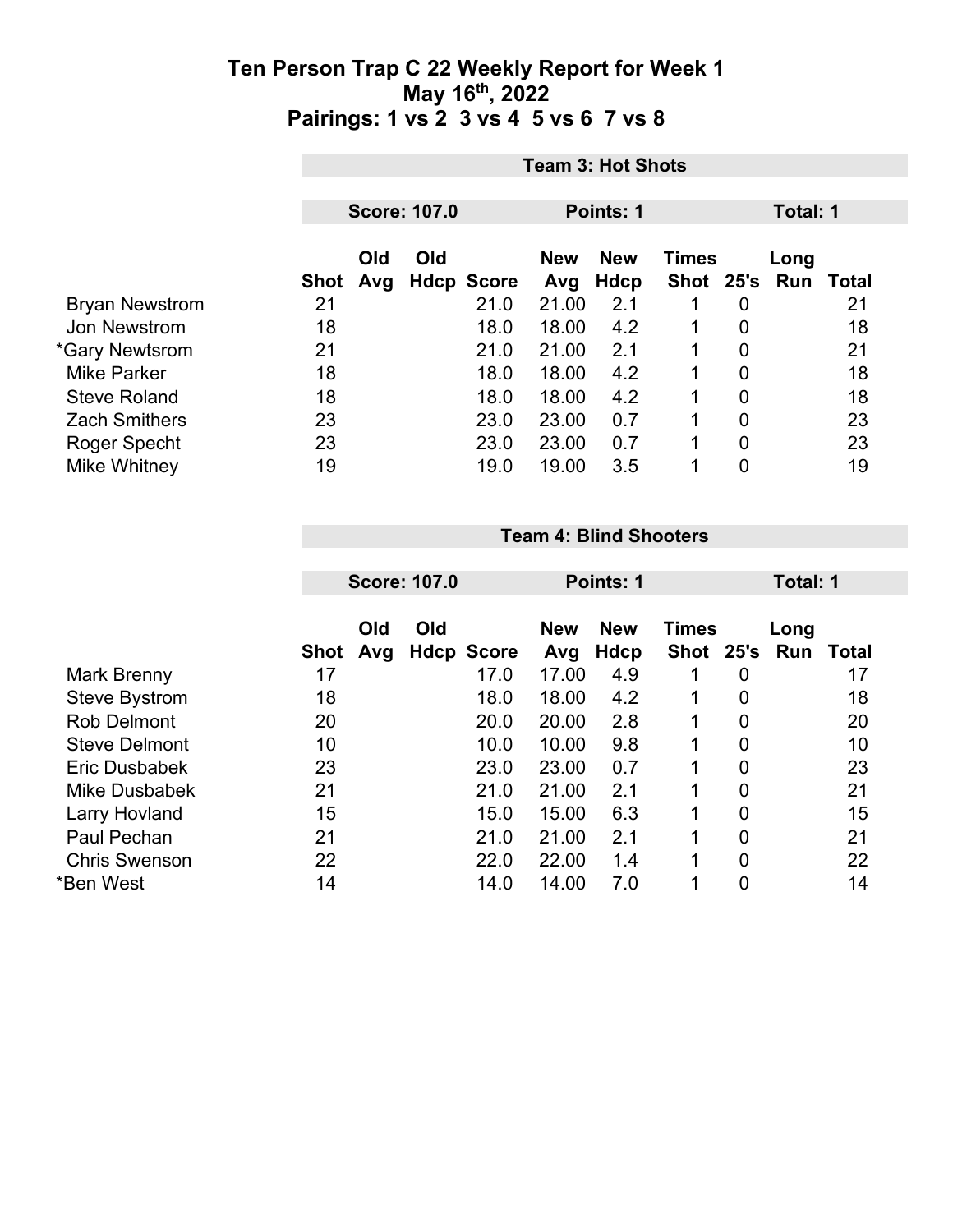# Ten Person Trap C 22 Weekly Report for Week 1
## May 16th, 2022
## Pairings: 1 vs 2 3 vs 4 5 vs 6 7 vs 8

### Team 3: Hot Shots

**Score: 107.0** | **Points: 1** | **Total: 1**

| | Shot | Old Avg | Old Hdcp | Score | New Avg | New Hdcp | Times Shot | 25's | Long Run | Total |
|---|---|---|---|---|---|---|---|---|---|---|
| Bryan Newstrom | 21 | | | 21.0 | 21.00 | 2.1 | 1 | 0 | | 21 |
| Jon Newstrom | 18 | | | 18.0 | 18.00 | 4.2 | 1 | 0 | | 18 |
| *Gary Newtsrom | 21 | | | 21.0 | 21.00 | 2.1 | 1 | 0 | | 21 |
| Mike Parker | 18 | | | 18.0 | 18.00 | 4.2 | 1 | 0 | | 18 |
| Steve Roland | 18 | | | 18.0 | 18.00 | 4.2 | 1 | 0 | | 18 |
| Zach Smithers | 23 | | | 23.0 | 23.00 | 0.7 | 1 | 0 | | 23 |
| Roger Specht | 23 | | | 23.0 | 23.00 | 0.7 | 1 | 0 | | 23 |
| Mike Whitney | 19 | | | 19.0 | 19.00 | 3.5 | 1 | 0 | | 19 |

### Team 4: Blind Shooters

**Score: 107.0** | **Points: 1** | **Total: 1**

| | Shot | Old Avg | Old Hdcp | Score | New Avg | New Hdcp | Times Shot | 25's | Long Run | Total |
|---|---|---|---|---|---|---|---|---|---|---|
| Mark Brenny | 17 | | | 17.0 | 17.00 | 4.9 | 1 | 0 | | 17 |
| Steve Bystrom | 18 | | | 18.0 | 18.00 | 4.2 | 1 | 0 | | 18 |
| Rob Delmont | 20 | | | 20.0 | 20.00 | 2.8 | 1 | 0 | | 20 |
| Steve Delmont | 10 | | | 10.0 | 10.00 | 9.8 | 1 | 0 | | 10 |
| Eric Dusbabek | 23 | | | 23.0 | 23.00 | 0.7 | 1 | 0 | | 23 |
| Mike Dusbabek | 21 | | | 21.0 | 21.00 | 2.1 | 1 | 0 | | 21 |
| Larry Hovland | 15 | | | 15.0 | 15.00 | 6.3 | 1 | 0 | | 15 |
| Paul Pechan | 21 | | | 21.0 | 21.00 | 2.1 | 1 | 0 | | 21 |
| Chris Swenson | 22 | | | 22.0 | 22.00 | 1.4 | 1 | 0 | | 22 |
| *Ben West | 14 | | | 14.0 | 14.00 | 7.0 | 1 | 0 | | 14 |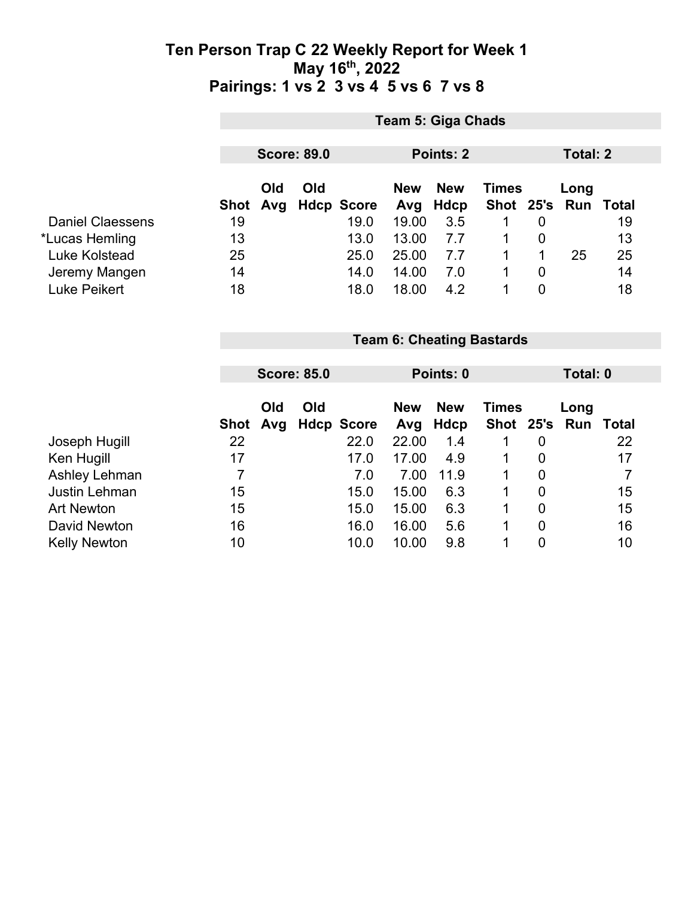# Ten Person Trap C 22 Weekly Report for Week 1
## May 16th, 2022
## Pairings: 1 vs 2 3 vs 4 5 vs 6 7 vs 8

| | Team 5: Giga Chads | | | | | | | | | |
|---|---|---|---|---|---|---|---|---|---|---|
| | Score: 89.0 | | | | Points: 2 | | | Total: 2 | | |
| | Shot | Old Avg | Old Hdcp | Score | New Avg | New Hdcp | Times Shot | 25's | Long Run | Total |
| Daniel Claessens | 19 | | | 19.0 | 19.00 | 3.5 | 1 | 0 | | 19 |
| *Lucas Hemling | 13 | | | 13.0 | 13.00 | 7.7 | 1 | 0 | | 13 |
| Luke Kolstead | 25 | | | 25.0 | 25.00 | 7.7 | 1 | 1 | 25 | 25 |
| Jeremy Mangen | 14 | | | 14.0 | 14.00 | 7.0 | 1 | 0 | | 14 |
| Luke Peikert | 18 | | | 18.0 | 18.00 | 4.2 | 1 | 0 | | 18 |

| | Team 6: Cheating Bastards | | | | | | | | | |
|---|---|---|---|---|---|---|---|---|---|---|
| | Score: 85.0 | | | | Points: 0 | | | Total: 0 | | |
| | Shot | Old Avg | Old Hdcp | Score | New Avg | New Hdcp | Times Shot | 25's | Long Run | Total |
| Joseph Hugill | 22 | | | 22.0 | 22.00 | 1.4 | 1 | 0 | | 22 |
| Ken Hugill | 17 | | | 17.0 | 17.00 | 4.9 | 1 | 0 | | 17 |
| Ashley Lehman | 7 | | | 7.0 | 7.00 | 11.9 | 1 | 0 | | 7 |
| Justin Lehman | 15 | | | 15.0 | 15.00 | 6.3 | 1 | 0 | | 15 |
| Art Newton | 15 | | | 15.0 | 15.00 | 6.3 | 1 | 0 | | 15 |
| David Newton | 16 | | | 16.0 | 16.00 | 5.6 | 1 | 0 | | 16 |
| Kelly Newton | 10 | | | 10.0 | 10.00 | 9.8 | 1 | 0 | | 10 |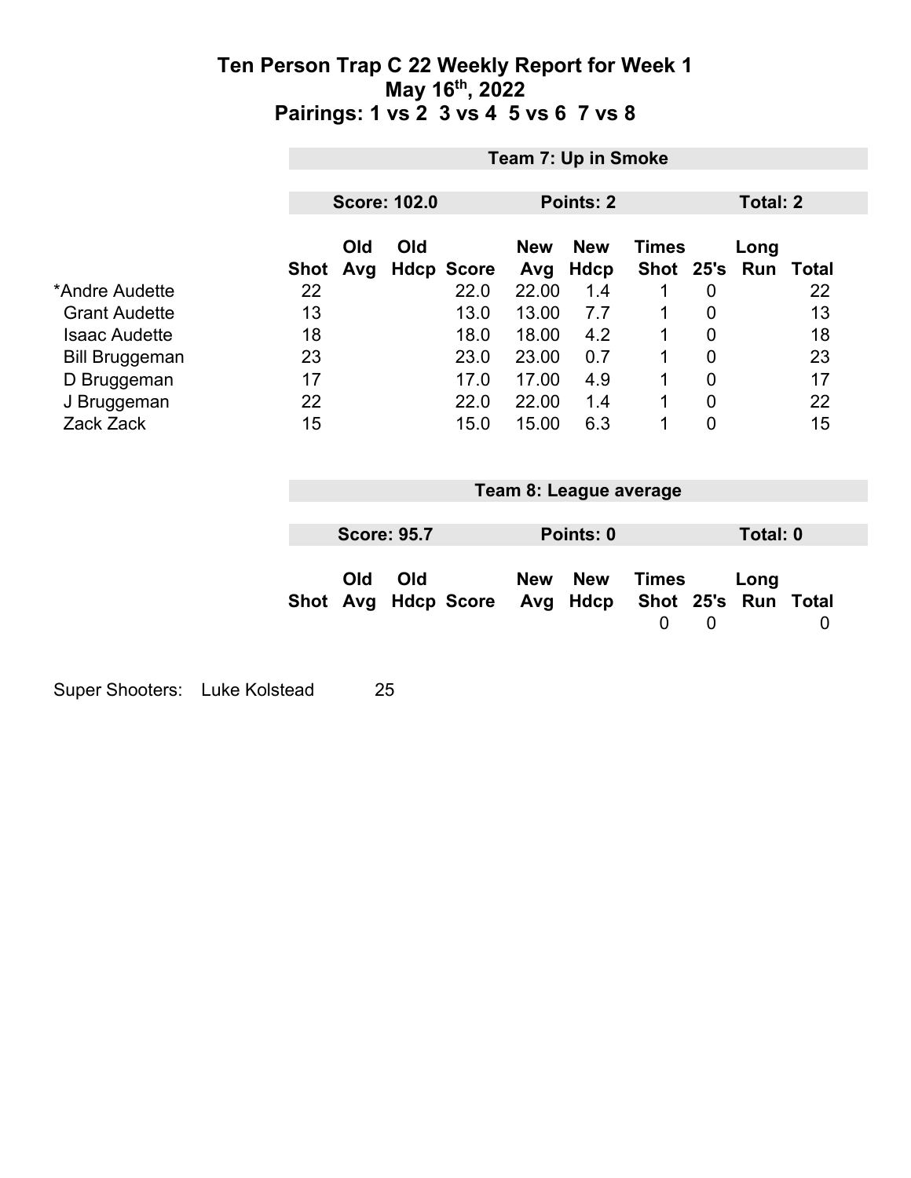# Ten Person Trap C 22 Weekly Report for Week 1
## May 16th, 2022
## Pairings: 1 vs 2  3 vs 4  5 vs 6  7 vs 8

### Team 7: Up in Smoke

**Score: 102.0** | **Points: 2** | **Total: 2**

| | Shot | Old Avg | Old Hdcp | Score | New Avg | New Hdcp | Times Shot | 25's | Long Run | Total |
|---|---|---|---|---|---|---|---|---|---|---|
| *Andre Audette | 22 | | | 22.0 | 22.00 | 1.4 | 1 | 0 | | 22 |
| Grant Audette | 13 | | | 13.0 | 13.00 | 7.7 | 1 | 0 | | 13 |
| Isaac Audette | 18 | | | 18.0 | 18.00 | 4.2 | 1 | 0 | | 18 |
| Bill Bruggeman | 23 | | | 23.0 | 23.00 | 0.7 | 1 | 0 | | 23 |
| D Bruggeman | 17 | | | 17.0 | 17.00 | 4.9 | 1 | 0 | | 17 |
| J Bruggeman | 22 | | | 22.0 | 22.00 | 1.4 | 1 | 0 | | 22 |
| Zack Zack | 15 | | | 15.0 | 15.00 | 6.3 | 1 | 0 | | 15 |

### Team 8: League average

**Score: 95.7** | **Points: 0** | **Total: 0**

| | Shot | Old Avg | Old Hdcp | Score | New Avg | New Hdcp | Times Shot | 25's | Long Run | Total |
|---|---|---|---|---|---|---|---|---|---|---|
| | | | | | | | 0 | 0 | | 0 |

Super Shooters: Luke Kolstead 25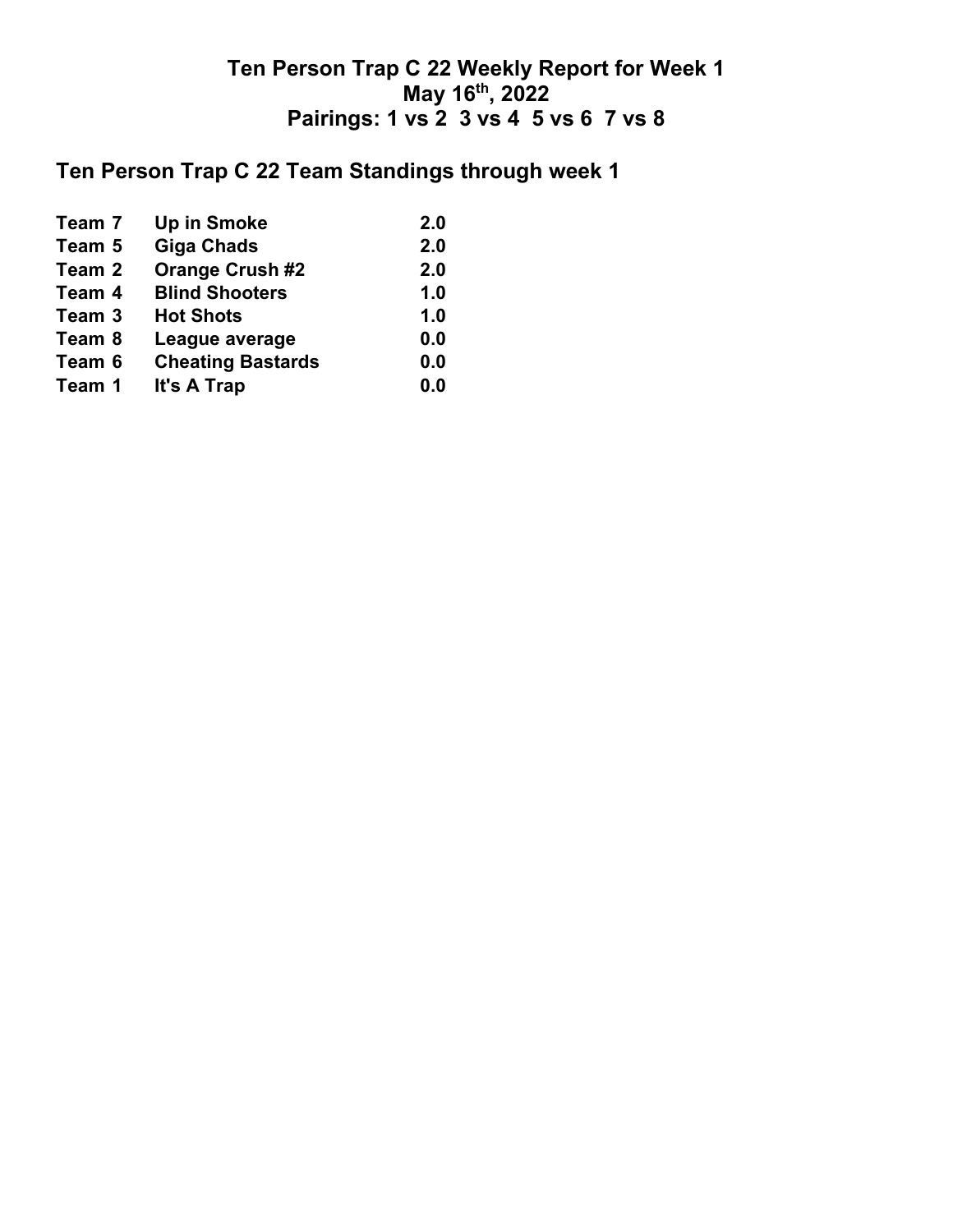# Ten Person Trap C 22 Weekly Report for Week 1
## May 16th, 2022
## Pairings: 1 vs 2  3 vs 4  5 vs 6  7 vs 8

## Ten Person Trap C 22 Team Standings through week 1

| | | |
|---|---|---|
| Team 7 | Up in Smoke | 2.0 |
| Team 5 | Giga Chads | 2.0 |
| Team 2 | Orange Crush #2 | 2.0 |
| Team 4 | Blind Shooters | 1.0 |
| Team 3 | Hot Shots | 1.0 |
| Team 8 | League average | 0.0 |
| Team 6 | Cheating Bastards | 0.0 |
| Team 1 | It's A Trap | 0.0 |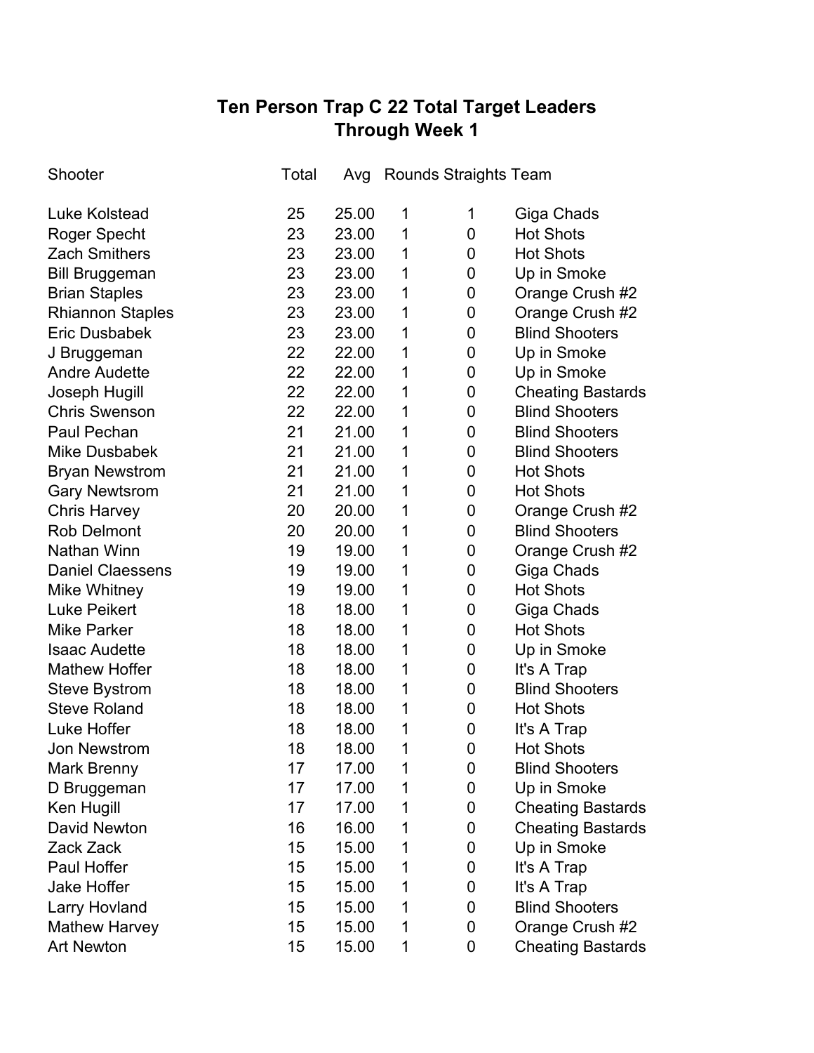# Ten Person Trap C 22 Total Target Leaders
## Through Week 1

| Shooter | Total | Avg | Rounds | Straights | Team |
|---|---|---|---|---|---|
| Luke Kolstead | 25 | 25.00 | 1 | 1 | Giga Chads |
| Roger Specht | 23 | 23.00 | 1 | 0 | Hot Shots |
| Zach Smithers | 23 | 23.00 | 1 | 0 | Hot Shots |
| Bill Bruggeman | 23 | 23.00 | 1 | 0 | Up in Smoke |
| Brian Staples | 23 | 23.00 | 1 | 0 | Orange Crush #2 |
| Rhiannon Staples | 23 | 23.00 | 1 | 0 | Orange Crush #2 |
| Eric Dusbabek | 23 | 23.00 | 1 | 0 | Blind Shooters |
| J Bruggeman | 22 | 22.00 | 1 | 0 | Up in Smoke |
| Andre Audette | 22 | 22.00 | 1 | 0 | Up in Smoke |
| Joseph Hugill | 22 | 22.00 | 1 | 0 | Cheating Bastards |
| Chris Swenson | 22 | 22.00 | 1 | 0 | Blind Shooters |
| Paul Pechan | 21 | 21.00 | 1 | 0 | Blind Shooters |
| Mike Dusbabek | 21 | 21.00 | 1 | 0 | Blind Shooters |
| Bryan Newstrom | 21 | 21.00 | 1 | 0 | Hot Shots |
| Gary Newtsrom | 21 | 21.00 | 1 | 0 | Hot Shots |
| Chris Harvey | 20 | 20.00 | 1 | 0 | Orange Crush #2 |
| Rob Delmont | 20 | 20.00 | 1 | 0 | Blind Shooters |
| Nathan Winn | 19 | 19.00 | 1 | 0 | Orange Crush #2 |
| Daniel Claessens | 19 | 19.00 | 1 | 0 | Giga Chads |
| Mike Whitney | 19 | 19.00 | 1 | 0 | Hot Shots |
| Luke Peikert | 18 | 18.00 | 1 | 0 | Giga Chads |
| Mike Parker | 18 | 18.00 | 1 | 0 | Hot Shots |
| Isaac Audette | 18 | 18.00 | 1 | 0 | Up in Smoke |
| Mathew Hoffer | 18 | 18.00 | 1 | 0 | It's A Trap |
| Steve Bystrom | 18 | 18.00 | 1 | 0 | Blind Shooters |
| Steve Roland | 18 | 18.00 | 1 | 0 | Hot Shots |
| Luke Hoffer | 18 | 18.00 | 1 | 0 | It's A Trap |
| Jon Newstrom | 18 | 18.00 | 1 | 0 | Hot Shots |
| Mark Brenny | 17 | 17.00 | 1 | 0 | Blind Shooters |
| D Bruggeman | 17 | 17.00 | 1 | 0 | Up in Smoke |
| Ken Hugill | 17 | 17.00 | 1 | 0 | Cheating Bastards |
| David Newton | 16 | 16.00 | 1 | 0 | Cheating Bastards |
| Zack Zack | 15 | 15.00 | 1 | 0 | Up in Smoke |
| Paul Hoffer | 15 | 15.00 | 1 | 0 | It's A Trap |
| Jake Hoffer | 15 | 15.00 | 1 | 0 | It's A Trap |
| Larry Hovland | 15 | 15.00 | 1 | 0 | Blind Shooters |
| Mathew Harvey | 15 | 15.00 | 1 | 0 | Orange Crush #2 |
| Art Newton | 15 | 15.00 | 1 | 0 | Cheating Bastards |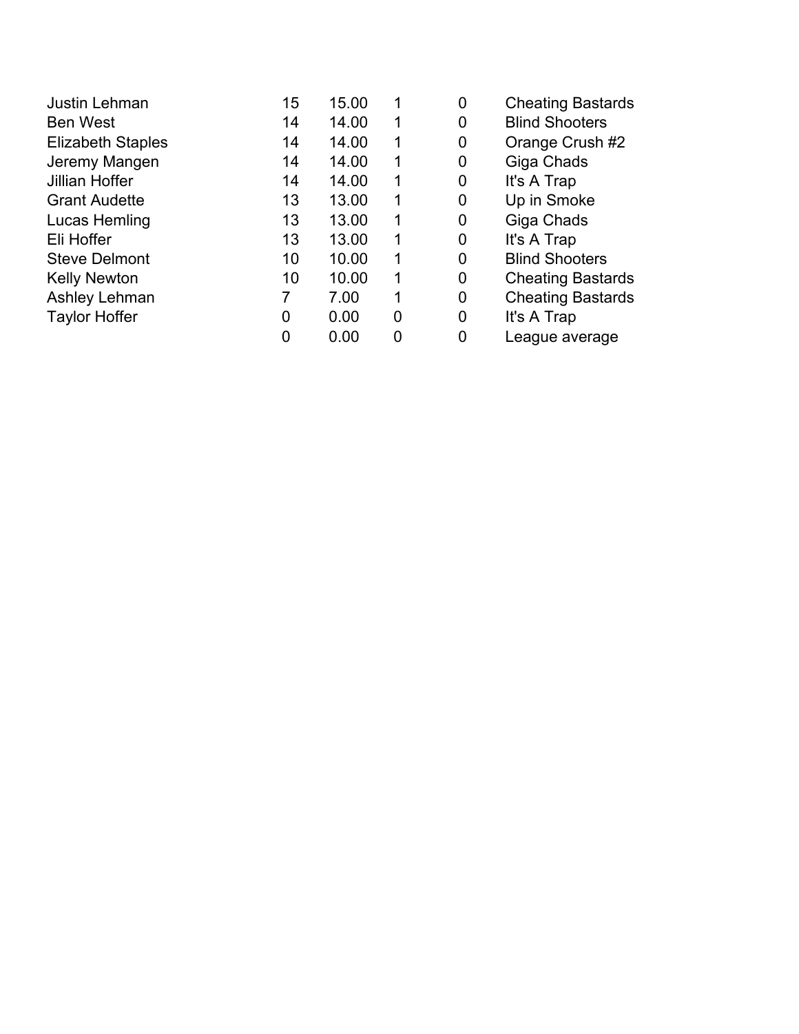| | | | | | |
|---|---|---|---|---|---|
| Justin Lehman | 15 | 15.00 | 1 | 0 | Cheating Bastards |
| Ben West | 14 | 14.00 | 1 | 0 | Blind Shooters |
| Elizabeth Staples | 14 | 14.00 | 1 | 0 | Orange Crush #2 |
| Jeremy Mangen | 14 | 14.00 | 1 | 0 | Giga Chads |
| Jillian Hoffer | 14 | 14.00 | 1 | 0 | It's A Trap |
| Grant Audette | 13 | 13.00 | 1 | 0 | Up in Smoke |
| Lucas Hemling | 13 | 13.00 | 1 | 0 | Giga Chads |
| Eli Hoffer | 13 | 13.00 | 1 | 0 | It's A Trap |
| Steve Delmont | 10 | 10.00 | 1 | 0 | Blind Shooters |
| Kelly Newton | 10 | 10.00 | 1 | 0 | Cheating Bastards |
| Ashley Lehman | 7 | 7.00 | 1 | 0 | Cheating Bastards |
| Taylor Hoffer | 0 | 0.00 | 0 | 0 | It's A Trap |
| | 0 | 0.00 | 0 | 0 | League average |